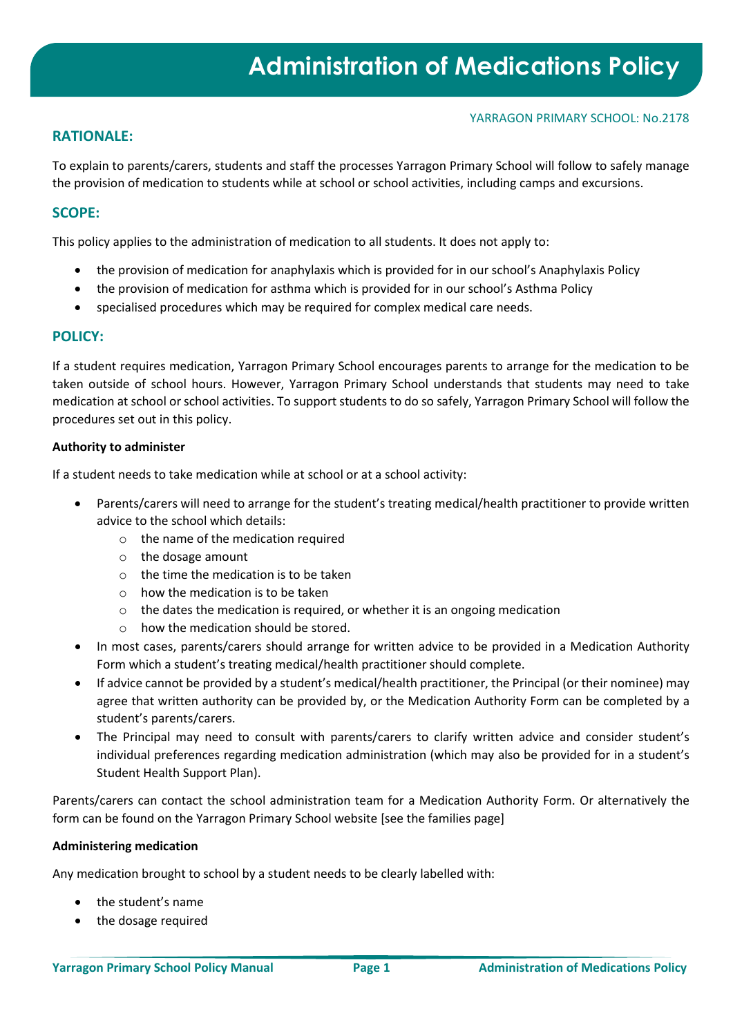# Administration of Medications Policy

YARRAGON PRIMARY SCHOOL: No.2178

## RATIONALE:

To explain to parents/carers, students and staff the processes Yarragon Primary School will follow to safely manage the provision of medication to students while at school or school activities, including camps and excursions.

## SCOPE:

This policy applies to the administration of medication to all students. It does not apply to:

- the provision of medication for anaphylaxis which is provided for in our school's Anaphylaxis Policy
- the provision of medication for asthma which is provided for in our school's Asthma Policy
- specialised procedures which may be required for complex medical care needs.

## POLICY:

If a student requires medication, Yarragon Primary School encourages parents to arrange for the medication to be taken outside of school hours. However, Yarragon Primary School understands that students may need to take medication at school or school activities. To support students to do so safely, Yarragon Primary School will follow the procedures set out in this policy.

**Authority to administer**

If a student needs to take medication while at school or at a school activity:

- Parents/carers will need to arrange for the student's treating medical/health practitioner to provide written advice to the school which details:
  - the name of the medication required
  - the dosage amount
  - the time the medication is to be taken
  - how the medication is to be taken
  - the dates the medication is required, or whether it is an ongoing medication
  - how the medication should be stored.
- In most cases, parents/carers should arrange for written advice to be provided in a Medication Authority Form which a student's treating medical/health practitioner should complete.
- If advice cannot be provided by a student's medical/health practitioner, the Principal (or their nominee) may agree that written authority can be provided by, or the Medication Authority Form can be completed by a student's parents/carers.
- The Principal may need to consult with parents/carers to clarify written advice and consider student's individual preferences regarding medication administration (which may also be provided for in a student's Student Health Support Plan).

Parents/carers can contact the school administration team for a Medication Authority Form. Or alternatively the form can be found on the Yarragon Primary School website [see the families page]

**Administering medication**

Any medication brought to school by a student needs to be clearly labelled with:

- the student's name
- the dosage required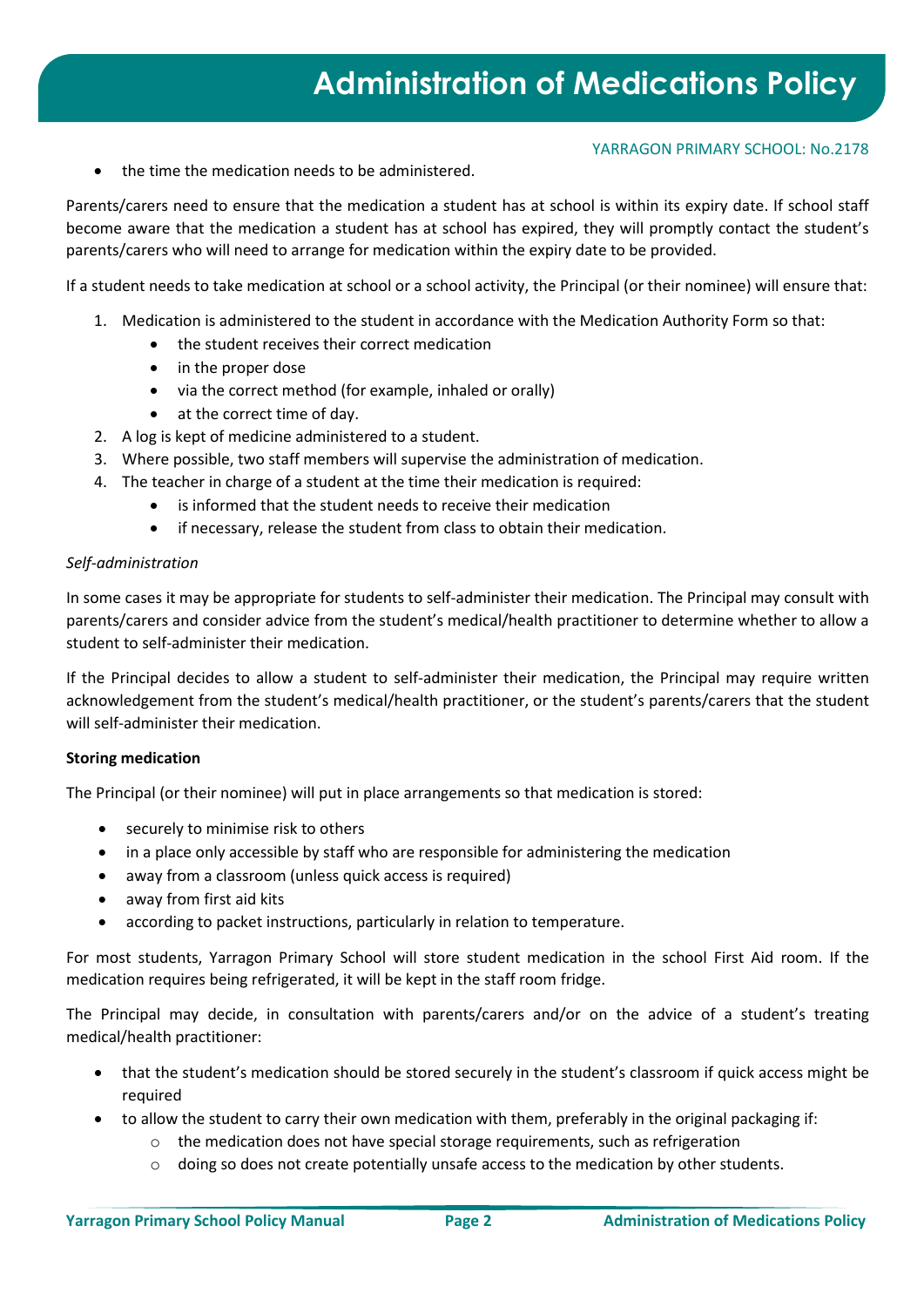- the time the medication needs to be administered.

Parents/carers need to ensure that the medication a student has at school is within its expiry date. If school staff become aware that the medication a student has at school has expired, they will promptly contact the student's parents/carers who will need to arrange for medication within the expiry date to be provided.

If a student needs to take medication at school or a school activity, the Principal (or their nominee) will ensure that:

1. Medication is administered to the student in accordance with the Medication Authority Form so that:
   - the student receives their correct medication
   - in the proper dose
   - via the correct method (for example, inhaled or orally)
   - at the correct time of day.
2. A log is kept of medicine administered to a student.
3. Where possible, two staff members will supervise the administration of medication.
4. The teacher in charge of a student at the time their medication is required:
   - is informed that the student needs to receive their medication
   - if necessary, release the student from class to obtain their medication.

*Self-administration*

In some cases it may be appropriate for students to self-administer their medication. The Principal may consult with parents/carers and consider advice from the student's medical/health practitioner to determine whether to allow a student to self-administer their medication.

If the Principal decides to allow a student to self-administer their medication, the Principal may require written acknowledgement from the student's medical/health practitioner, or the student's parents/carers that the student will self-administer their medication.

**Storing medication**

The Principal (or their nominee) will put in place arrangements so that medication is stored:

- securely to minimise risk to others
- in a place only accessible by staff who are responsible for administering the medication
- away from a classroom (unless quick access is required)
- away from first aid kits
- according to packet instructions, particularly in relation to temperature.

For most students, Yarragon Primary School will store student medication in the school First Aid room. If the medication requires being refrigerated, it will be kept in the staff room fridge.

The Principal may decide, in consultation with parents/carers and/or on the advice of a student's treating medical/health practitioner:

- that the student's medication should be stored securely in the student's classroom if quick access might be required
- to allow the student to carry their own medication with them, preferably in the original packaging if:
  - the medication does not have special storage requirements, such as refrigeration
  - doing so does not create potentially unsafe access to the medication by other students.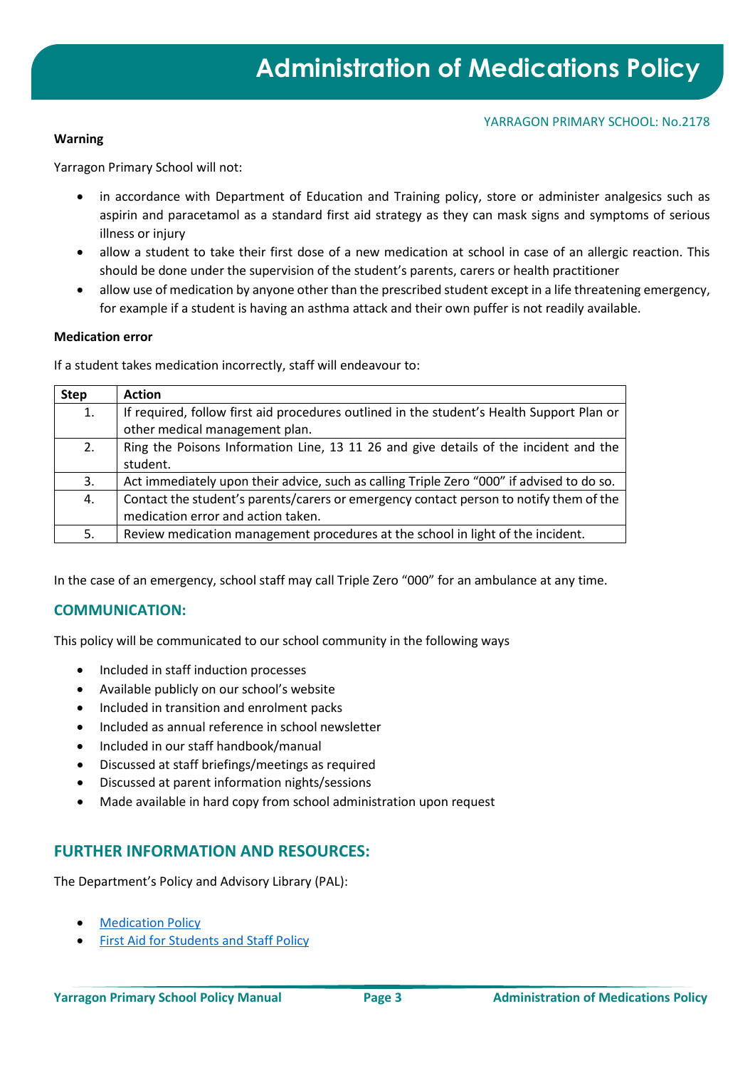**Warning**

Yarragon Primary School will not:

- in accordance with Department of Education and Training policy, store or administer analgesics such as aspirin and paracetamol as a standard first aid strategy as they can mask signs and symptoms of serious illness or injury
- allow a student to take their first dose of a new medication at school in case of an allergic reaction. This should be done under the supervision of the student's parents, carers or health practitioner
- allow use of medication by anyone other than the prescribed student except in a life threatening emergency, for example if a student is having an asthma attack and their own puffer is not readily available.

**Medication error**

If a student takes medication incorrectly, staff will endeavour to:

| Step | Action |
|---|---|
| 1. | If required, follow first aid procedures outlined in the student's Health Support Plan or other medical management plan. |
| 2. | Ring the Poisons Information Line, 13 11 26 and give details of the incident and the student. |
| 3. | Act immediately upon their advice, such as calling Triple Zero "000" if advised to do so. |
| 4. | Contact the student's parents/carers or emergency contact person to notify them of the medication error and action taken. |
| 5. | Review medication management procedures at the school in light of the incident. |

In the case of an emergency, school staff may call Triple Zero "000" for an ambulance at any time.

## COMMUNICATION:

This policy will be communicated to our school community in the following ways

- Included in staff induction processes
- Available publicly on our school's website
- Included in transition and enrolment packs
- Included as annual reference in school newsletter
- Included in our staff handbook/manual
- Discussed at staff briefings/meetings as required
- Discussed at parent information nights/sessions
- Made available in hard copy from school administration upon request

## FURTHER INFORMATION AND RESOURCES:

The Department's Policy and Advisory Library (PAL):

- Medication Policy
- First Aid for Students and Staff Policy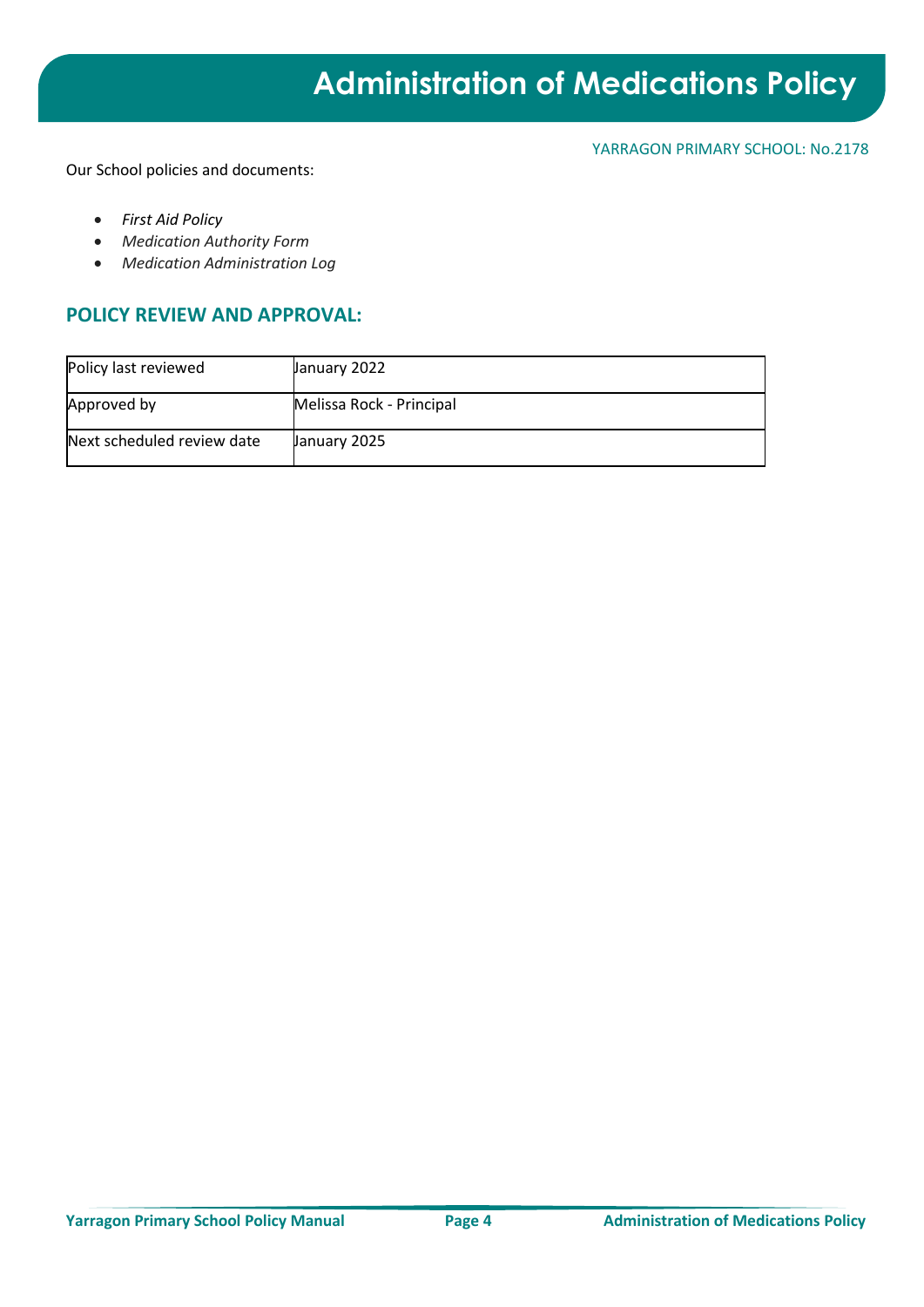Our School policies and documents:

- *First Aid Policy*
- *Medication Authority Form*
- *Medication Administration Log*

## POLICY REVIEW AND APPROVAL:

| | |
|---|---|
| Policy last reviewed | January 2022 |
| Approved by | Melissa Rock - Principal |
| Next scheduled review date | January 2025 |